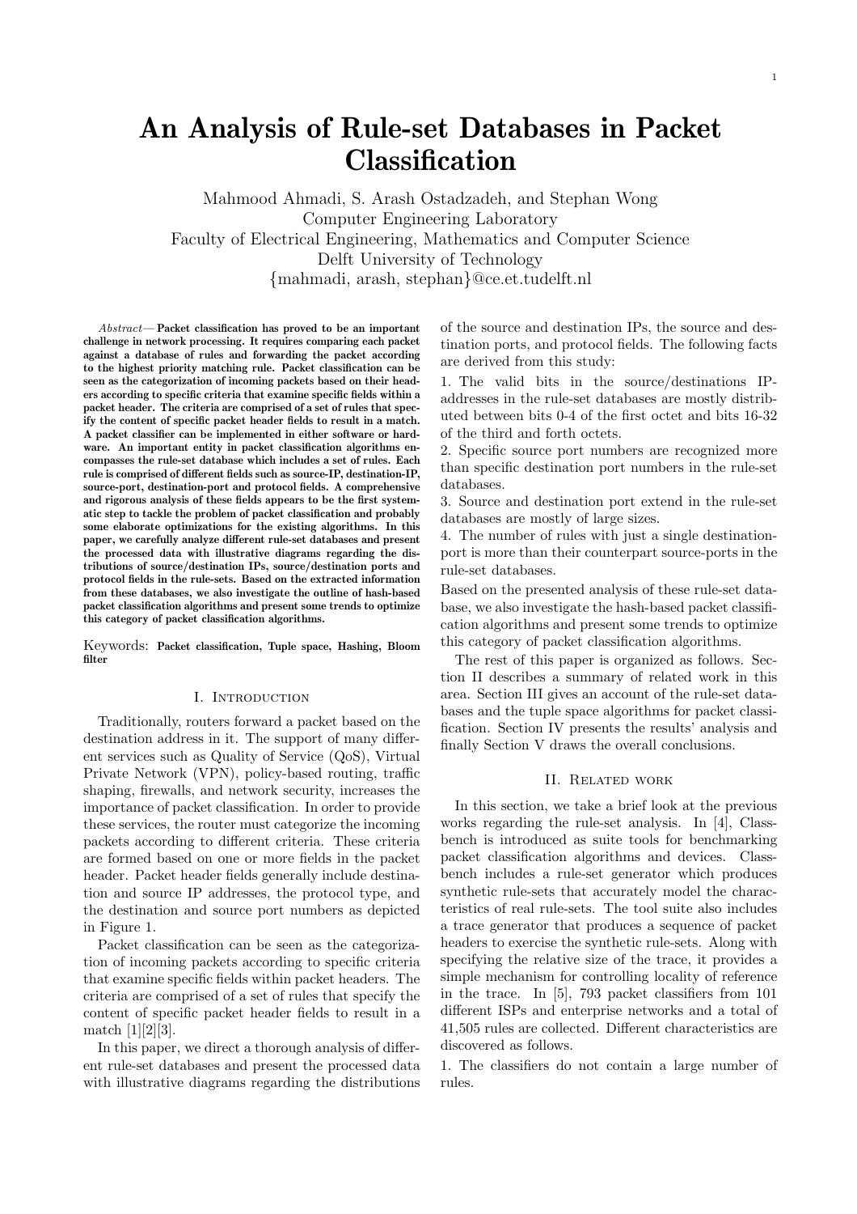# An Analysis of Rule-set Databases in Packet Classification

Mahmood Ahmadi, S. Arash Ostadzadeh, and Stephan Wong
Computer Engineering Laboratory
Faculty of Electrical Engineering, Mathematics and Computer Science
Delft University of Technology
{mahmadi, arash, stephan}@ce.et.tudelft.nl

*Abstract*— **Packet classification has proved to be an important challenge in network processing. It requires comparing each packet against a database of rules and forwarding the packet according to the highest priority matching rule. Packet classification can be seen as the categorization of incoming packets based on their headers according to specific criteria that examine specific fields within a packet header. The criteria are comprised of a set of rules that specify the content of specific packet header fields to result in a match. A packet classifier can be implemented in either software or hardware. An important entity in packet classification algorithms encompasses the rule-set database which includes a set of rules. Each rule is comprised of different fields such as source-IP, destination-IP, source-port, destination-port and protocol fields. A comprehensive and rigorous analysis of these fields appears to be the first systematic step to tackle the problem of packet classification and probably some elaborate optimizations for the existing algorithms. In this paper, we carefully analyze different rule-set databases and present the processed data with illustrative diagrams regarding the distributions of source/destination IPs, source/destination ports and protocol fields in the rule-sets. Based on the extracted information from these databases, we also investigate the outline of hash-based packet classification algorithms and present some trends to optimize this category of packet classification algorithms.**

Keywords: **Packet classification, Tuple space, Hashing, Bloom filter**

## I. Introduction

Traditionally, routers forward a packet based on the destination address in it. The support of many different services such as Quality of Service (QoS), Virtual Private Network (VPN), policy-based routing, traffic shaping, firewalls, and network security, increases the importance of packet classification. In order to provide these services, the router must categorize the incoming packets according to different criteria. These criteria are formed based on one or more fields in the packet header. Packet header fields generally include destination and source IP addresses, the protocol type, and the destination and source port numbers as depicted in Figure 1.

Packet classification can be seen as the categorization of incoming packets according to specific criteria that examine specific fields within packet headers. The criteria are comprised of a set of rules that specify the content of specific packet header fields to result in a match [1][2][3].

In this paper, we direct a thorough analysis of different rule-set databases and present the processed data with illustrative diagrams regarding the distributions of the source and destination IPs, the source and destination ports, and protocol fields. The following facts are derived from this study:

1. The valid bits in the source/destinations IP-addresses in the rule-set databases are mostly distributed between bits 0-4 of the first octet and bits 16-32 of the third and forth octets.
2. Specific source port numbers are recognized more than specific destination port numbers in the rule-set databases.
3. Source and destination port extend in the rule-set databases are mostly of large sizes.
4. The number of rules with just a single destination-port is more than their counterpart source-ports in the rule-set databases.

Based on the presented analysis of these rule-set database, we also investigate the hash-based packet classification algorithms and present some trends to optimize this category of packet classification algorithms.

The rest of this paper is organized as follows. Section II describes a summary of related work in this area. Section III gives an account of the rule-set databases and the tuple space algorithms for packet classification. Section IV presents the results' analysis and finally Section V draws the overall conclusions.

## II. Related work

In this section, we take a brief look at the previous works regarding the rule-set analysis. In [4], Classbench is introduced as suite tools for benchmarking packet classification algorithms and devices. Classbench includes a rule-set generator which produces synthetic rule-sets that accurately model the characteristics of real rule-sets. The tool suite also includes a trace generator that produces a sequence of packet headers to exercise the synthetic rule-sets. Along with specifying the relative size of the trace, it provides a simple mechanism for controlling locality of reference in the trace. In [5], 793 packet classifiers from 101 different ISPs and enterprise networks and a total of 41,505 rules are collected. Different characteristics are discovered as follows.

1. The classifiers do not contain a large number of rules.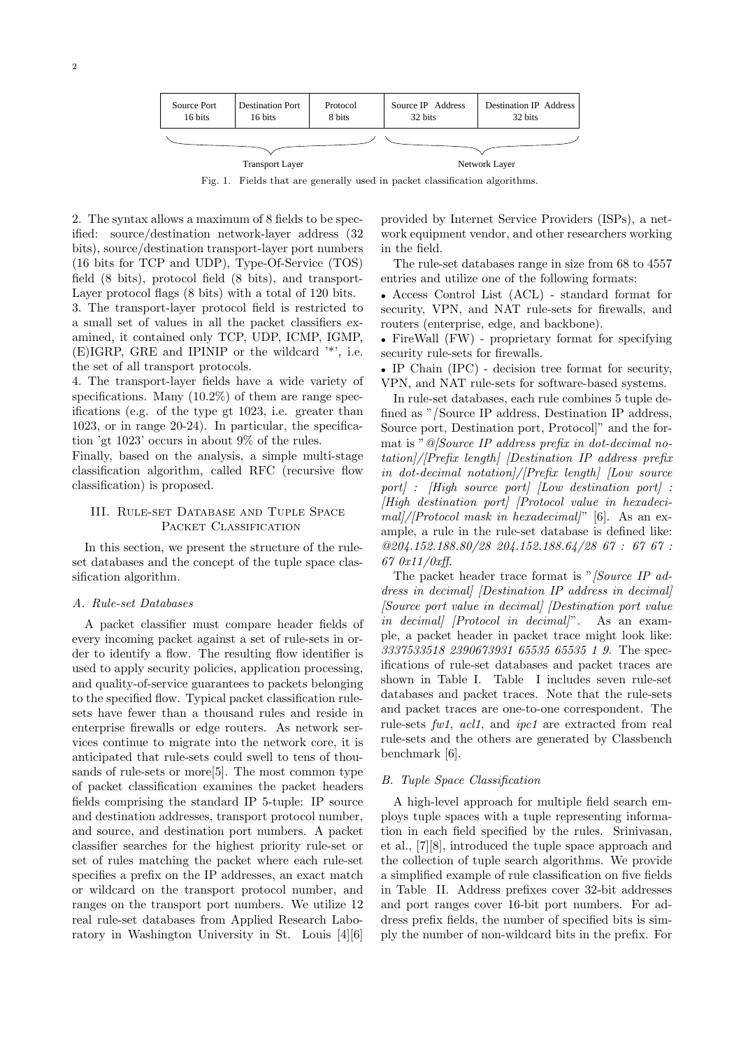| Source Port 16 bits | Destination Port 16 bits | Protocol 8 bits | Source IP Address 32 bits | Destination IP Address 32 bits |
|---|---|---|---|---|

Transport Layer — Network Layer

Fig. 1. Fields that are generally used in packet classification algorithms.

2. The syntax allows a maximum of 8 fields to be specified: source/destination network-layer address (32 bits), source/destination transport-layer port numbers (16 bits for TCP and UDP), Type-Of-Service (TOS) field (8 bits), protocol field (8 bits), and transport-Layer protocol flags (8 bits) with a total of 120 bits.
3. The transport-layer protocol field is restricted to a small set of values in all the packet classifiers examined, it contained only TCP, UDP, ICMP, IGMP, (E)IGRP, GRE and IPINIP or the wildcard '*', i.e. the set of all transport protocols.
4. The transport-layer fields have a wide variety of specifications. Many (10.2%) of them are range specifications (e.g. of the type gt 1023, i.e. greater than 1023, or in range 20-24). In particular, the specification 'gt 1023' occurs in about 9% of the rules.
Finally, based on the analysis, a simple multi-stage classification algorithm, called RFC (recursive flow classification) is proposed.

## III. Rule-set Database and Tuple Space Packet Classification

In this section, we present the structure of the rule-set databases and the concept of the tuple space classification algorithm.

### A. Rule-set Databases

A packet classifier must compare header fields of every incoming packet against a set of rule-sets in order to identify a flow. The resulting flow identifier is used to apply security policies, application processing, and quality-of-service guarantees to packets belonging to the specified flow. Typical packet classification rule-sets have fewer than a thousand rules and reside in enterprise firewalls or edge routers. As network services continue to migrate into the network core, it is anticipated that rule-sets could swell to tens of thousands of rule-sets or more[5]. The most common type of packet classification examines the packet headers fields comprising the standard IP 5-tuple: IP source and destination addresses, transport protocol number, and source, and destination port numbers. A packet classifier searches for the highest priority rule-set or set of rules matching the packet where each rule-set specifies a prefix on the IP addresses, an exact match or wildcard on the transport protocol number, and ranges on the transport port numbers. We utilize 12 real rule-set databases from Applied Research Laboratory in Washington University in St. Louis [4][6] provided by Internet Service Providers (ISPs), a network equipment vendor, and other researchers working in the field.

The rule-set databases range in size from 68 to 4557 entries and utilize one of the following formats:

- Access Control List (ACL) - standard format for security, VPN, and NAT rule-sets for firewalls, and routers (enterprise, edge, and backbone).
- FireWall (FW) - proprietary format for specifying security rule-sets for firewalls.
- IP Chain (IPC) - decision tree format for security, VPN, and NAT rule-sets for software-based systems.

In rule-set databases, each rule combines 5 tuple defined as "[Source IP address, Destination IP address, Source port, Destination port, Protocol]" and the format is "*@[Source IP address prefix in dot-decimal notation]/[Prefix length] [Destination IP address prefix in dot-decimal notation]/[Prefix length] [Low source port] : [High source port] [Low destination port] : [High destination port] [Protocol value in hexadecimal]/[Protocol mask in hexadecimal]*" [6]. As an example, a rule in the rule-set database is defined like: *@204.152.188.80/28 204.152.188.64/28 67 : 67 67 : 67 0x11/0xff*.

The packet header trace format is "*[Source IP address in decimal] [Destination IP address in decimal] [Source port value in decimal] [Destination port value in decimal] [Protocol in decimal]*". As an example, a packet header in packet trace might look like: *3337533518 2390673931 65535 65535 1 9*. The specifications of rule-set databases and packet traces are shown in Table I. Table I includes seven rule-set databases and packet traces. Note that the rule-sets and packet traces are one-to-one correspondent. The rule-sets *fw1*, *acl1*, and *ipc1* are extracted from real rule-sets and the others are generated by Classbench benchmark [6].

### B. Tuple Space Classification

A high-level approach for multiple field search employs tuple spaces with a tuple representing information in each field specified by the rules. Srinivasan, et al., [7][8], introduced the tuple space approach and the collection of tuple search algorithms. We provide a simplified example of rule classification on five fields in Table II. Address prefixes cover 32-bit addresses and port ranges cover 16-bit port numbers. For address prefix fields, the number of specified bits is simply the number of non-wildcard bits in the prefix. For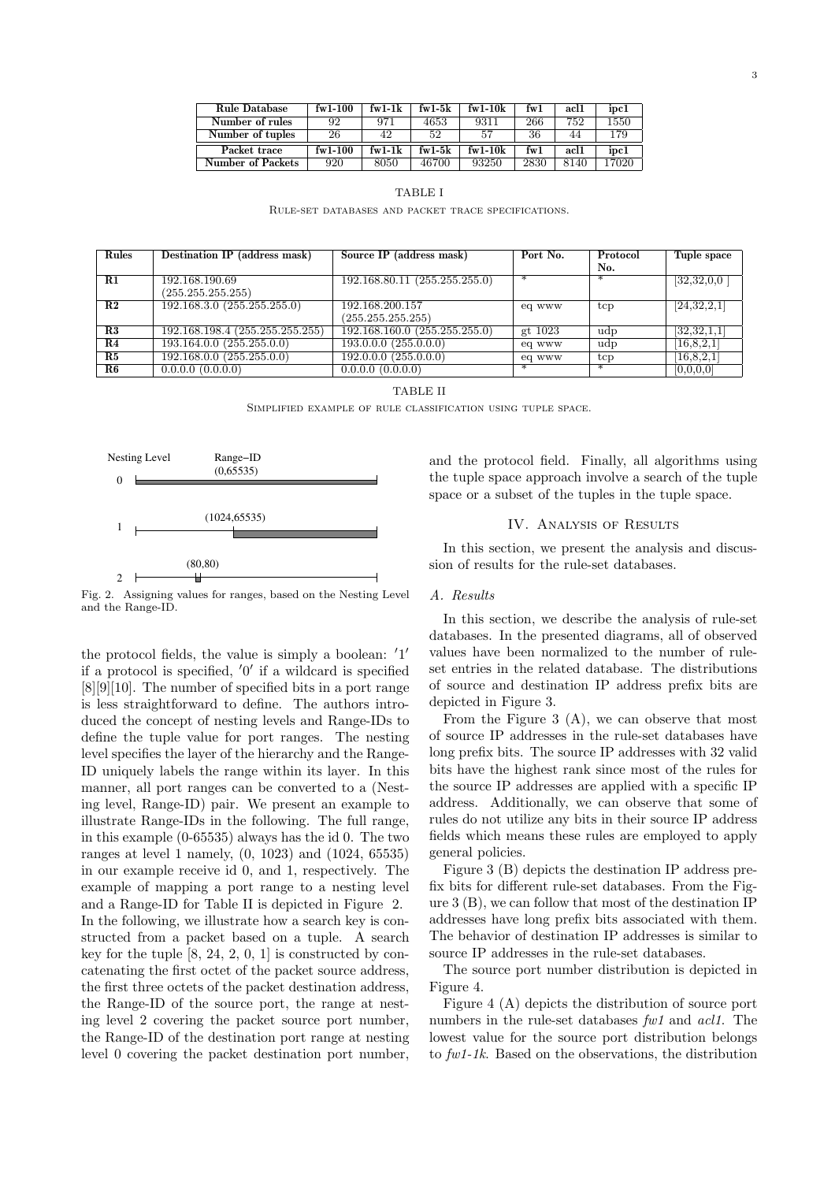| Rule Database | fw1-100 | fw1-1k | fw1-5k | fw1-10k | fw1 | acl1 | ipc1 |
|---|---|---|---|---|---|---|---|
| Number of rules | 92 | 971 | 4653 | 9311 | 266 | 752 | 1550 |
| Number of tuples | 26 | 42 | 52 | 57 | 36 | 44 | 179 |
| **Packet trace** | **fw1-100** | **fw1-1k** | **fw1-5k** | **fw1-10k** | **fw1** | **acl1** | **ipc1** |
| Number of Packets | 920 | 8050 | 46700 | 93250 | 2830 | 8140 | 17020 |

TABLE I

Rule-set databases and packet trace specifications.

| Rules | Destination IP (address mask) | Source IP (address mask) | Port No. | Protocol No. | Tuple space |
|---|---|---|---|---|---|
| **R1** | 192.168.190.69 (255.255.255.255) | 192.168.80.11 (255.255.255.0) | * | * | [32,32,0,0 ] |
| **R2** | 192.168.3.0 (255.255.255.0) | 192.168.200.157 (255.255.255.255) | eq www | tcp | [24,32,2,1] |
| **R3** | 192.168.198.4 (255.255.255.255) | 192.168.160.0 (255.255.255.0) | gt 1023 | udp | [32,32,1,1] |
| **R4** | 193.164.0.0 (255.255.0.0) | 193.0.0.0 (255.0.0.0) | eq www | udp | [16,8,2,1] |
| **R5** | 192.168.0.0 (255.255.0.0) | 192.0.0.0 (255.0.0.0) | eq www | tcp | [16,8,2,1] |
| **R6** | 0.0.0.0 (0.0.0.0) | 0.0.0.0 (0.0.0.0) | * | * | [0,0,0,0] |

TABLE II

Simplified example of rule classification using tuple space.

Fig. 2. Assigning values for ranges, based on the Nesting Level and the Range-ID.

the protocol fields, the value is simply a boolean: '1' if a protocol is specified, '0' if a wildcard is specified [8][9][10]. The number of specified bits in a port range is less straightforward to define. The authors introduced the concept of nesting levels and Range-IDs to define the tuple value for port ranges. The nesting level specifies the layer of the hierarchy and the Range-ID uniquely labels the range within its layer. In this manner, all port ranges can be converted to a (Nesting level, Range-ID) pair. We present an example to illustrate Range-IDs in the following. The full range, in this example (0-65535) always has the id 0. The two ranges at level 1 namely, (0, 1023) and (1024, 65535) in our example receive id 0, and 1, respectively. The example of mapping a port range to a nesting level and a Range-ID for Table II is depicted in Figure 2. In the following, we illustrate how a search key is constructed from a packet based on a tuple. A search key for the tuple [8, 24, 2, 0, 1] is constructed by concatenating the first octet of the packet source address, the first three octets of the packet destination address, the Range-ID of the source port, the range at nesting level 2 covering the packet source port number, the Range-ID of the destination port range at nesting level 0 covering the packet destination port number, and the protocol field. Finally, all algorithms using the tuple space approach involve a search of the tuple space or a subset of the tuples in the tuple space.

## IV. Analysis of Results

In this section, we present the analysis and discussion of results for the rule-set databases.

### A. Results

In this section, we describe the analysis of rule-set databases. In the presented diagrams, all of observed values have been normalized to the number of rule-set entries in the related database. The distributions of source and destination IP address prefix bits are depicted in Figure 3.

From the Figure 3 (A), we can observe that most of source IP addresses in the rule-set databases have long prefix bits. The source IP addresses with 32 valid bits have the highest rank since most of the rules for the source IP addresses are applied with a specific IP address. Additionally, we can observe that some of rules do not utilize any bits in their source IP address fields which means these rules are employed to apply general policies.

Figure 3 (B) depicts the destination IP address prefix bits for different rule-set databases. From the Figure 3 (B), we can follow that most of the destination IP addresses have long prefix bits associated with them. The behavior of destination IP addresses is similar to source IP addresses in the rule-set databases.

The source port number distribution is depicted in Figure 4.

Figure 4 (A) depicts the distribution of source port numbers in the rule-set databases *fw1* and *acl1*. The lowest value for the source port distribution belongs to *fw1-1k*. Based on the observations, the distribution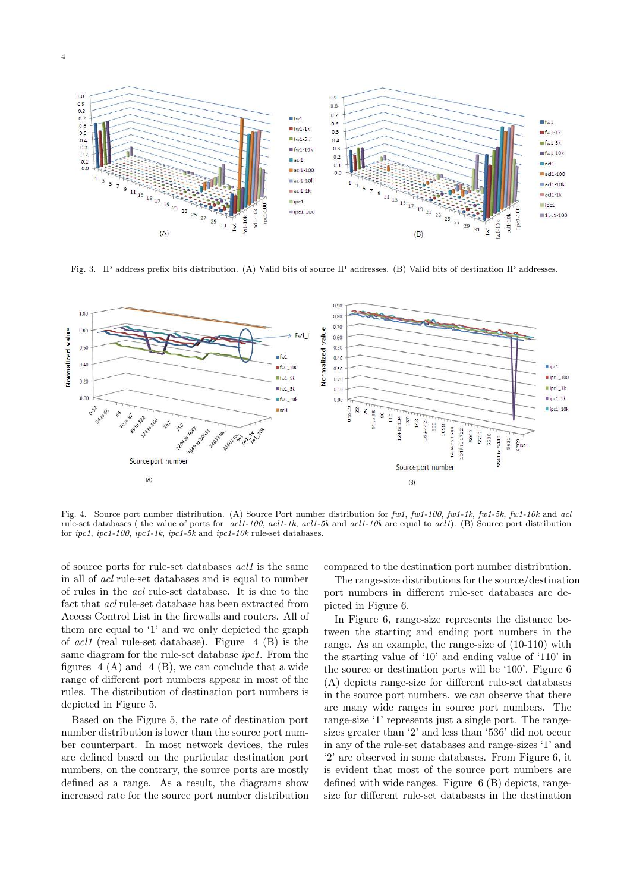Fig. 3. IP address prefix bits distribution. (A) Valid bits of source IP addresses. (B) Valid bits of destination IP addresses.

Fig. 4. Source port number distribution. (A) Source Port number distribution for *fw1*, *fw1-100*, *fw1-1k*, *fw1-5k*, *fw1-10k* and *acl* rule-set databases ( the value of ports for *acl1-100*, *acl1-1k*, *acl1-5k* and *acl1-10k* are equal to *acl1*). (B) Source port distribution for *ipc1*, *ipc1-100*, *ipc1-1k*, *ipc1-5k* and *ipc1-10k* rule-set databases.

of source ports for rule-set databases *acl1* is the same in all of *acl* rule-set databases and is equal to number of rules in the *acl* rule-set database. It is due to the fact that *acl* rule-set database has been extracted from Access Control List in the firewalls and routers. All of them are equal to '1' and we only depicted the graph of *acl1* (real rule-set database). Figure 4 (B) is the same diagram for the rule-set database *ipc1*. From the figures 4 (A) and 4 (B), we can conclude that a wide range of different port numbers appear in most of the rules. The distribution of destination port numbers is depicted in Figure 5.

Based on the Figure 5, the rate of destination port number distribution is lower than the source port number counterpart. In most network devices, the rules are defined based on the particular destination port numbers, on the contrary, the source ports are mostly defined as a range. As a result, the diagrams show increased rate for the source port number distribution compared to the destination port number distribution.

The range-size distributions for the source/destination port numbers in different rule-set databases are depicted in Figure 6.

In Figure 6, range-size represents the distance between the starting and ending port numbers in the range. As an example, the range-size of (10-110) with the starting value of '10' and ending value of '110' in the source or destination ports will be '100'. Figure 6 (A) depicts range-size for different rule-set databases in the source port numbers. we can observe that there are many wide ranges in source port numbers. The range-size '1' represents just a single port. The range-sizes greater than '2' and less than '536' did not occur in any of the rule-set databases and range-sizes '1' and '2' are observed in some databases. From Figure 6, it is evident that most of the source port numbers are defined with wide ranges. Figure 6 (B) depicts, range-size for different rule-set databases in the destination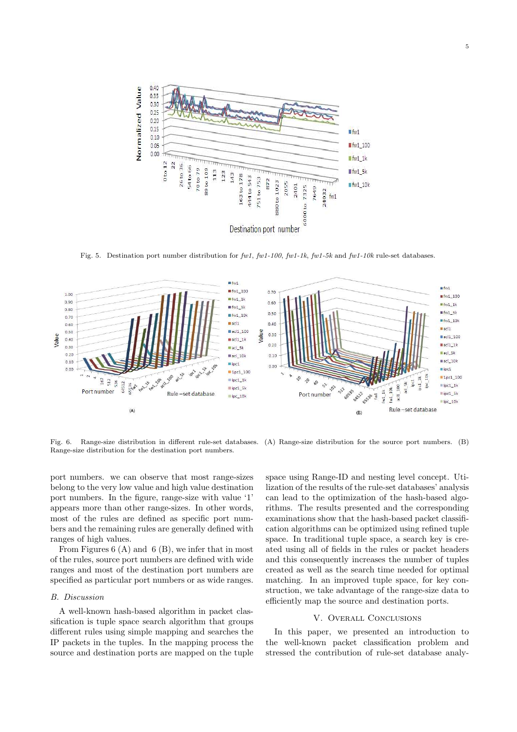Fig. 5. Destination port number distribution for *fw1*, *fw1-100*, *fw1-1k*, *fw1-5k* and *fw1-10k* rule-set databases.

Fig. 6. Range-size distribution in different rule-set databases. (A) Range-size distribution for the source port numbers. (B) Range-size distribution for the destination port numbers.

port numbers. we can observe that most range-sizes belong to the very low value and high value destination port numbers. In the figure, range-size with value '1' appears more than other range-sizes. In other words, most of the rules are defined as specific port numbers and the remaining rules are generally defined with ranges of high values.

From Figures 6 (A) and 6 (B), we infer that in most of the rules, source port numbers are defined with wide ranges and most of the destination port numbers are specified as particular port numbers or as wide ranges.

### B. Discussion

A well-known hash-based algorithm in packet classification is tuple space search algorithm that groups different rules using simple mapping and searches the IP packets in the tuples. In the mapping process the source and destination ports are mapped on the tuple space using Range-ID and nesting level concept. Utilization of the results of the rule-set databases' analysis can lead to the optimization of the hash-based algorithms. The results presented and the corresponding examinations show that the hash-based packet classification algorithms can be optimized using refined tuple space. In traditional tuple space, a search key is created using all of fields in the rules or packet headers and this consequently increases the number of tuples created as well as the search time needed for optimal matching. In an improved tuple space, for key construction, we take advantage of the range-size data to efficiently map the source and destination ports.

## V. Overall Conclusions

In this paper, we presented an introduction to the well-known packet classification problem and stressed the contribution of rule-set database analy-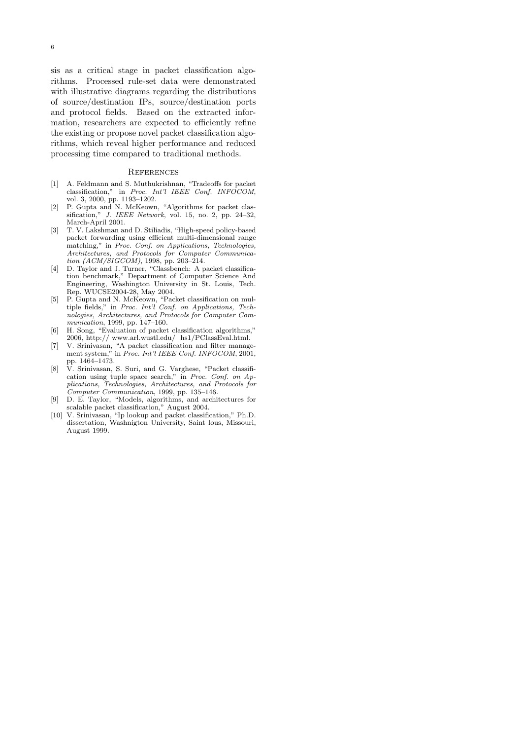sis as a critical stage in packet classification algorithms. Processed rule-set data were demonstrated with illustrative diagrams regarding the distributions of source/destination IPs, source/destination ports and protocol fields. Based on the extracted information, researchers are expected to efficiently refine the existing or propose novel packet classification algorithms, which reveal higher performance and reduced processing time compared to traditional methods.

## References

[1] A. Feldmann and S. Muthukrishnan, "Tradeoffs for packet classification," in *Proc. Int'l IEEE Conf. INFOCOM*, vol. 3, 2000, pp. 1193–1202.

[2] P. Gupta and N. McKeown, "Algorithms for packet classification," *J. IEEE Network*, vol. 15, no. 2, pp. 24–32, March-April 2001.

[3] T. V. Lakshman and D. Stiliadis, "High-speed policy-based packet forwarding using efficient multi-dimensional range matching," in *Proc. Conf. on Applications, Technologies, Architectures, and Protocols for Computer Communication (ACM/SIGCOM)*, 1998, pp. 203–214.

[4] D. Taylor and J. Turner, "Classbench: A packet classification benchmark," Department of Computer Science And Engineering, Washington University in St. Louis, Tech. Rep. WUCSE2004-28, May 2004.

[5] P. Gupta and N. McKeown, "Packet classification on multiple fields," in *Proc. Int'l Conf. on Applications, Technologies, Architectures, and Protocols for Computer Communication*, 1999, pp. 147–160.

[6] H. Song, "Evaluation of packet classification algorithms," 2006, http:// www.arl.wustl.edu/ hs1/PClassEval.html.

[7] V. Srinivasan, "A packet classification and filter management system," in *Proc. Int'l IEEE Conf. INFOCOM*, 2001, pp. 1464–1473.

[8] V. Srinivasan, S. Suri, and G. Varghese, "Packet classification using tuple space search," in *Proc. Conf. on Applications, Technologies, Architectures, and Protocols for Computer Communication*, 1999, pp. 135–146.

[9] D. E. Taylor, "Models, algorithms, and architectures for scalable packet classification," August 2004.

[10] V. Srinivasan, "Ip lookup and packet classification," Ph.D. dissertation, Washnigton University, Saint lous, Missouri, August 1999.